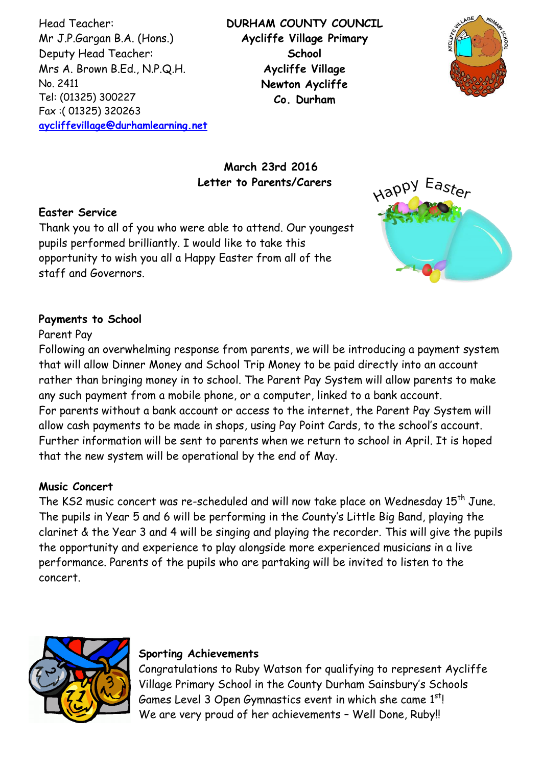Head Teacher:
Mr J.P.Gargan B.A. (Hons.)
Deputy Head Teacher:
Mrs A. Brown B.Ed., N.P.Q.H.
No. 2411
Tel: (01325) 300227
Fax :( 01325) 320263
aycliffevillage@durhamlearning.net

**DURHAM COUNTY COUNCIL**
**Aycliffe Village Primary School**
**Aycliffe Village**
**Newton Aycliffe**
**Co. Durham**

**March 23rd 2016**
**Letter to Parents/Carers**

### Easter Service

Thank you to all of you who were able to attend. Our youngest pupils performed brilliantly. I would like to take this opportunity to wish you all a Happy Easter from all of the staff and Governors.

### Payments to School

Parent Pay

Following an overwhelming response from parents, we will be introducing a payment system that will allow Dinner Money and School Trip Money to be paid directly into an account rather than bringing money in to school. The Parent Pay System will allow parents to make any such payment from a mobile phone, or a computer, linked to a bank account.
For parents without a bank account or access to the internet, the Parent Pay System will allow cash payments to be made in shops, using Pay Point Cards, to the school's account. Further information will be sent to parents when we return to school in April. It is hoped that the new system will be operational by the end of May.

### Music Concert

The KS2 music concert was re-scheduled and will now take place on Wednesday 15th June. The pupils in Year 5 and 6 will be performing in the County's Little Big Band, playing the clarinet & the Year 3 and 4 will be singing and playing the recorder. This will give the pupils the opportunity and experience to play alongside more experienced musicians in a live performance. Parents of the pupils who are partaking will be invited to listen to the concert.

### Sporting Achievements

Congratulations to Ruby Watson for qualifying to represent Aycliffe Village Primary School in the County Durham Sainsbury's Schools Games Level 3 Open Gymnastics event in which she came 1st!
We are very proud of her achievements – Well Done, Ruby!!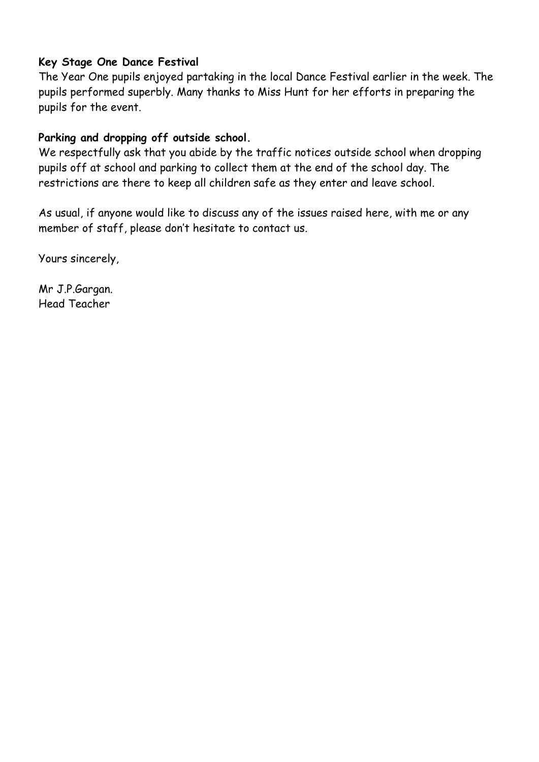**Key Stage One Dance Festival**

The Year One pupils enjoyed partaking in the local Dance Festival earlier in the week. The pupils performed superbly. Many thanks to Miss Hunt for her efforts in preparing the pupils for the event.

**Parking and dropping off outside school.**

We respectfully ask that you abide by the traffic notices outside school when dropping pupils off at school and parking to collect them at the end of the school day. The restrictions are there to keep all children safe as they enter and leave school.

As usual, if anyone would like to discuss any of the issues raised here, with me or any member of staff, please don't hesitate to contact us.

Yours sincerely,

Mr J.P.Gargan.
Head Teacher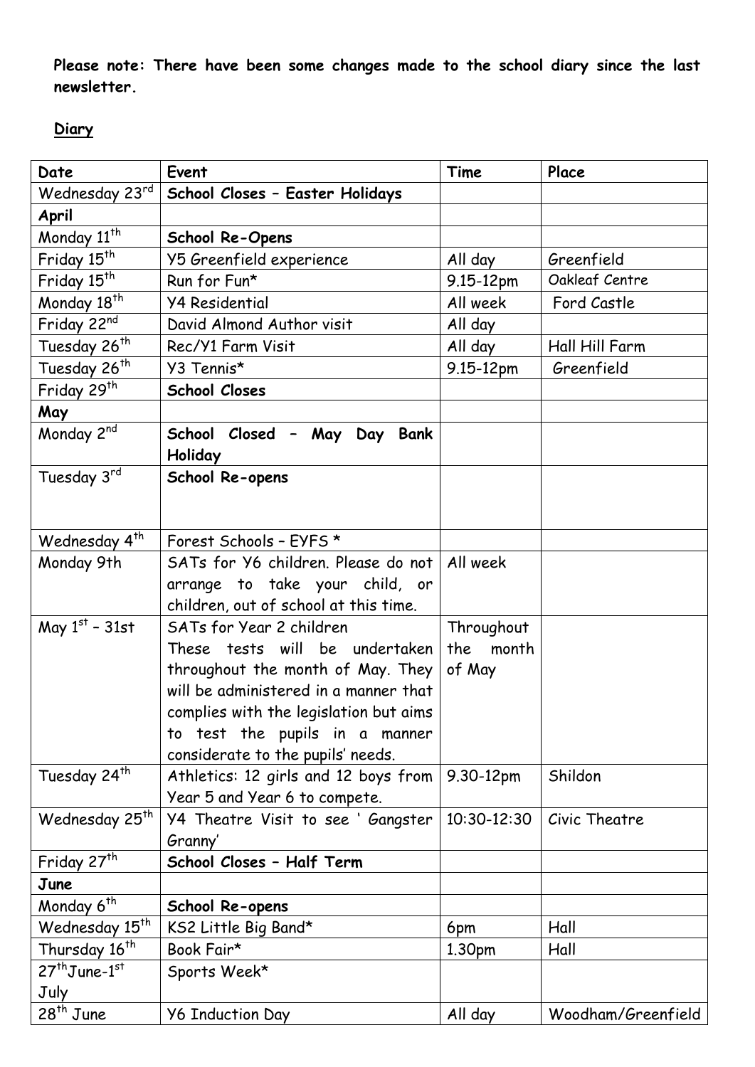**Please note: There have been some changes made to the school diary since the last newsletter.**

**Diary**

| Date | Event | Time | Place |
|---|---|---|---|
| Wednesday 23rd | **School Closes – Easter Holidays** | | |
| **April** | | | |
| Monday 11th | **School Re-Opens** | | |
| Friday 15th | Y5 Greenfield experience | All day | Greenfield |
| Friday 15th | Run for Fun* | 9.15-12pm | Oakleaf Centre |
| Monday 18th | Y4 Residential | All week | Ford Castle |
| Friday 22nd | David Almond Author visit | All day | |
| Tuesday 26th | Rec/Y1 Farm Visit | All day | Hall Hill Farm |
| Tuesday 26th | Y3 Tennis* | 9.15-12pm | Greenfield |
| Friday 29th | **School Closes** | | |
| **May** | | | |
| Monday 2nd | **School Closed – May Day Bank Holiday** | | |
| Tuesday 3rd | **School Re-opens** | | |
| Wednesday 4th | Forest Schools – EYFS * | | |
| Monday 9th | SATs for Y6 children. Please do not arrange to take your child, or children, out of school at this time. | All week | |
| May 1st – 31st | SATs for Year 2 children These tests will be undertaken throughout the month of May. They will be administered in a manner that complies with the legislation but aims to test the pupils in a manner considerate to the pupils' needs. | Throughout the month of May | |
| Tuesday 24th | Athletics: 12 girls and 12 boys from Year 5 and Year 6 to compete. | 9.30-12pm | Shildon |
| Wednesday 25th | Y4 Theatre Visit to see ' Gangster Granny' | 10:30-12:30 | Civic Theatre |
| Friday 27th | **School Closes – Half Term** | | |
| **June** | | | |
| Monday 6th | **School Re-opens** | | |
| Wednesday 15th | KS2 Little Big Band* | 6pm | Hall |
| Thursday 16th | Book Fair* | 1.30pm | Hall |
| 27thJune-1st July | Sports Week* | | |
| 28th June | Y6 Induction Day | All day | Woodham/Greenfield |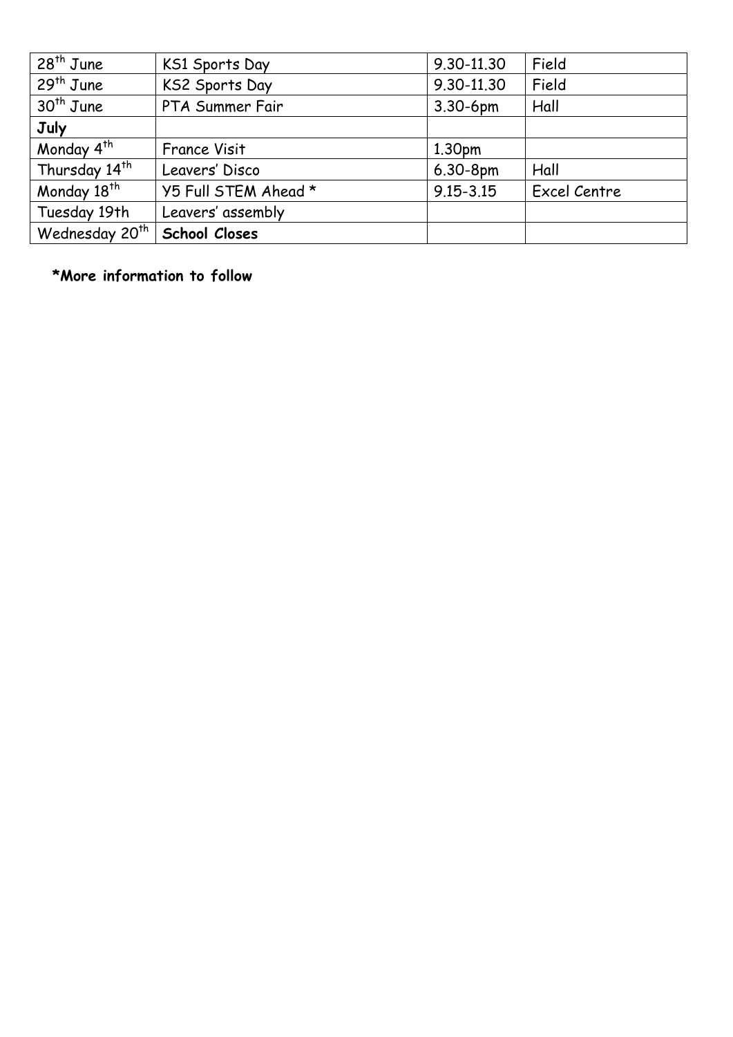| | | | |
|---|---|---|---|
| 28th June | KS1 Sports Day | 9.30-11.30 | Field |
| 29th June | KS2 Sports Day | 9.30-11.30 | Field |
| 30th June | PTA Summer Fair | 3.30-6pm | Hall |
| **July** | | | |
| Monday 4th | France Visit | 1.30pm | |
| Thursday 14th | Leavers' Disco | 6.30-8pm | Hall |
| Monday 18th | Y5 Full STEM Ahead * | 9.15-3.15 | Excel Centre |
| Tuesday 19th | Leavers' assembly | | |
| Wednesday 20th | **School Closes** | | |

**\*More information to follow**